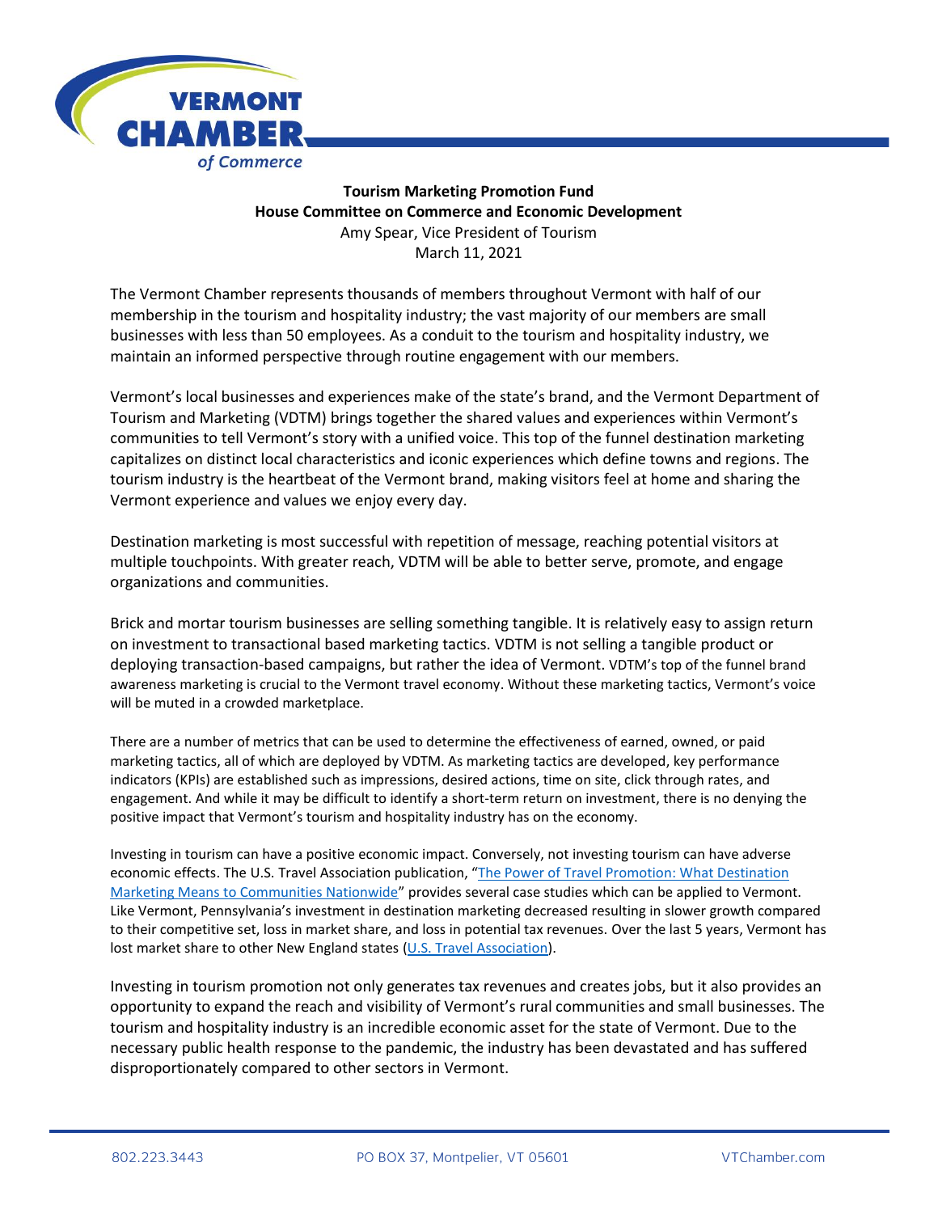**Tourism Marketing Promotion Fund**
**House Committee on Commerce and Economic Development**
Amy Spear, Vice President of Tourism
March 11, 2021

The Vermont Chamber represents thousands of members throughout Vermont with half of our membership in the tourism and hospitality industry; the vast majority of our members are small businesses with less than 50 employees. As a conduit to the tourism and hospitality industry, we maintain an informed perspective through routine engagement with our members.

Vermont's local businesses and experiences make of the state's brand, and the Vermont Department of Tourism and Marketing (VDTM) brings together the shared values and experiences within Vermont's communities to tell Vermont's story with a unified voice. This top of the funnel destination marketing capitalizes on distinct local characteristics and iconic experiences which define towns and regions. The tourism industry is the heartbeat of the Vermont brand, making visitors feel at home and sharing the Vermont experience and values we enjoy every day.

Destination marketing is most successful with repetition of message, reaching potential visitors at multiple touchpoints. With greater reach, VDTM will be able to better serve, promote, and engage organizations and communities.

Brick and mortar tourism businesses are selling something tangible. It is relatively easy to assign return on investment to transactional based marketing tactics. VDTM is not selling a tangible product or deploying transaction-based campaigns, but rather the idea of Vermont. VDTM's top of the funnel brand awareness marketing is crucial to the Vermont travel economy. Without these marketing tactics, Vermont's voice will be muted in a crowded marketplace.

There are a number of metrics that can be used to determine the effectiveness of earned, owned, or paid marketing tactics, all of which are deployed by VDTM. As marketing tactics are developed, key performance indicators (KPIs) are established such as impressions, desired actions, time on site, click through rates, and engagement. And while it may be difficult to identify a short-term return on investment, there is no denying the positive impact that Vermont's tourism and hospitality industry has on the economy.

Investing in tourism can have a positive economic impact. Conversely, not investing tourism can have adverse economic effects. The U.S. Travel Association publication, "The Power of Travel Promotion: What Destination Marketing Means to Communities Nationwide" provides several case studies which can be applied to Vermont. Like Vermont, Pennsylvania's investment in destination marketing decreased resulting in slower growth compared to their competitive set, loss in market share, and loss in potential tax revenues. Over the last 5 years, Vermont has lost market share to other New England states (U.S. Travel Association).

Investing in tourism promotion not only generates tax revenues and creates jobs, but it also provides an opportunity to expand the reach and visibility of Vermont's rural communities and small businesses. The tourism and hospitality industry is an incredible economic asset for the state of Vermont. Due to the necessary public health response to the pandemic, the industry has been devastated and has suffered disproportionately compared to other sectors in Vermont.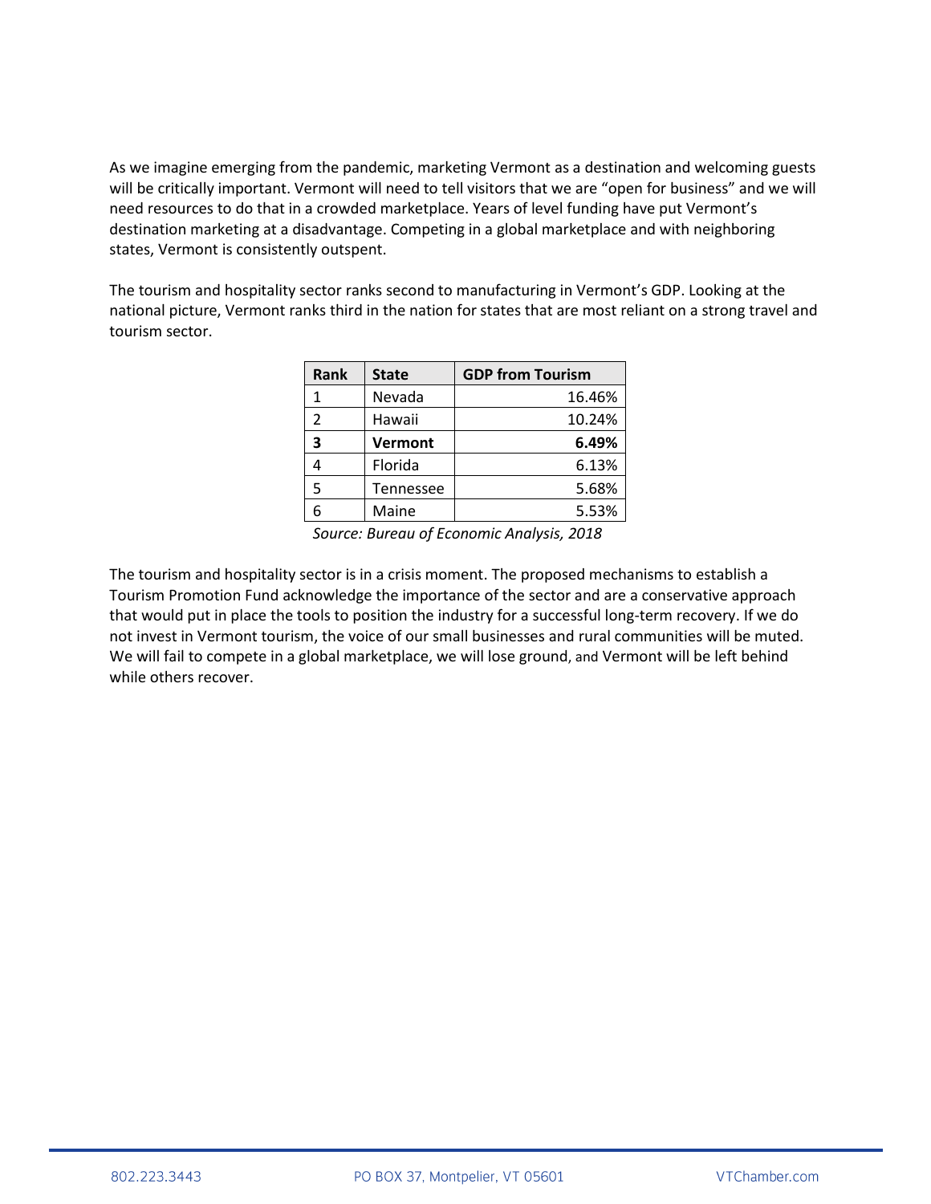As we imagine emerging from the pandemic, marketing Vermont as a destination and welcoming guests will be critically important. Vermont will need to tell visitors that we are "open for business" and we will need resources to do that in a crowded marketplace. Years of level funding have put Vermont's destination marketing at a disadvantage. Competing in a global marketplace and with neighboring states, Vermont is consistently outspent.

The tourism and hospitality sector ranks second to manufacturing in Vermont's GDP. Looking at the national picture, Vermont ranks third in the nation for states that are most reliant on a strong travel and tourism sector.

| Rank | State | GDP from Tourism |
|---|---|---|
| 1 | Nevada | 16.46% |
| 2 | Hawaii | 10.24% |
| **3** | **Vermont** | **6.49%** |
| 4 | Florida | 6.13% |
| 5 | Tennessee | 5.68% |
| 6 | Maine | 5.53% |

*Source: Bureau of Economic Analysis, 2018*

The tourism and hospitality sector is in a crisis moment. The proposed mechanisms to establish a Tourism Promotion Fund acknowledge the importance of the sector and are a conservative approach that would put in place the tools to position the industry for a successful long-term recovery. If we do not invest in Vermont tourism, the voice of our small businesses and rural communities will be muted. We will fail to compete in a global marketplace, we will lose ground, and Vermont will be left behind while others recover.